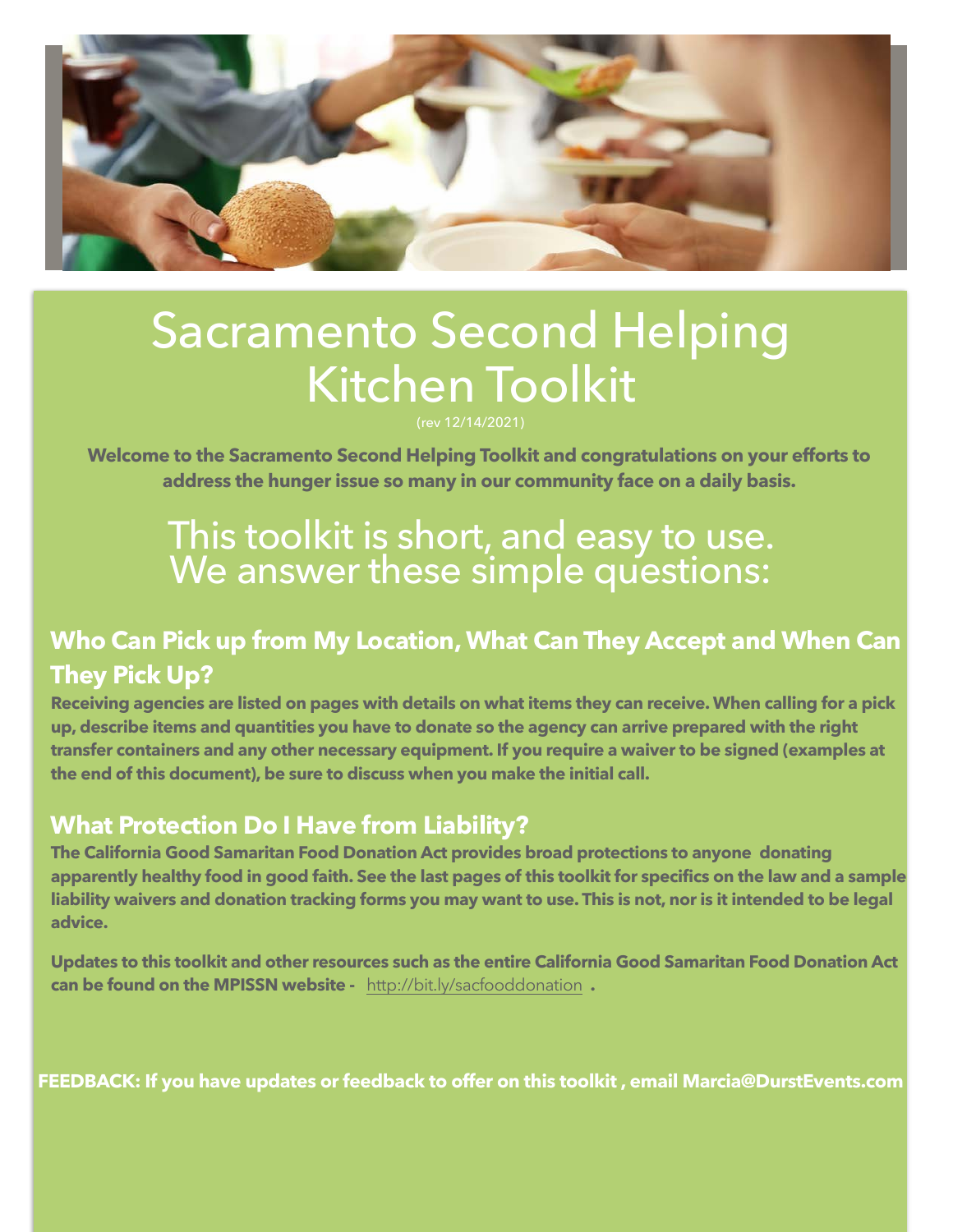# Sacramento Second Helping Kitchen Toolkit

(rev 12/14/2021)

**Welcome to the Sacramento Second Helping Toolkit and congratulations on your efforts to address the hunger issue so many in our community face on a daily basis.**

## This toolkit is short, and easy to use. We answer these simple questions:

### Who Can Pick up from My Location, What Can They Accept and When Can They Pick Up?

**Receiving agencies are listed on pages with details on what items they can receive. When calling for a pick up, describe items and quantities you have to donate so the agency can arrive prepared with the right transfer containers and any other necessary equipment. If you require a waiver to be signed (examples at the end of this document), be sure to discuss when you make the initial call.**

### What Protection Do I Have from Liability?

**The California Good Samaritan Food Donation Act provides broad protections to anyone donating apparently healthy food in good faith. See the last pages of this toolkit for specifics on the law and a sample liability waivers and donation tracking forms you may want to use. This is not, nor is it intended to be legal advice.**

**Updates to this toolkit and other resources such as the entire California Good Samaritan Food Donation Act can be found on the MPISSN website -** http://bit.ly/sacfooddonation **.**

**FEEDBACK: If you have updates or feedback to offer on this toolkit , email Marcia@DurstEvents.com**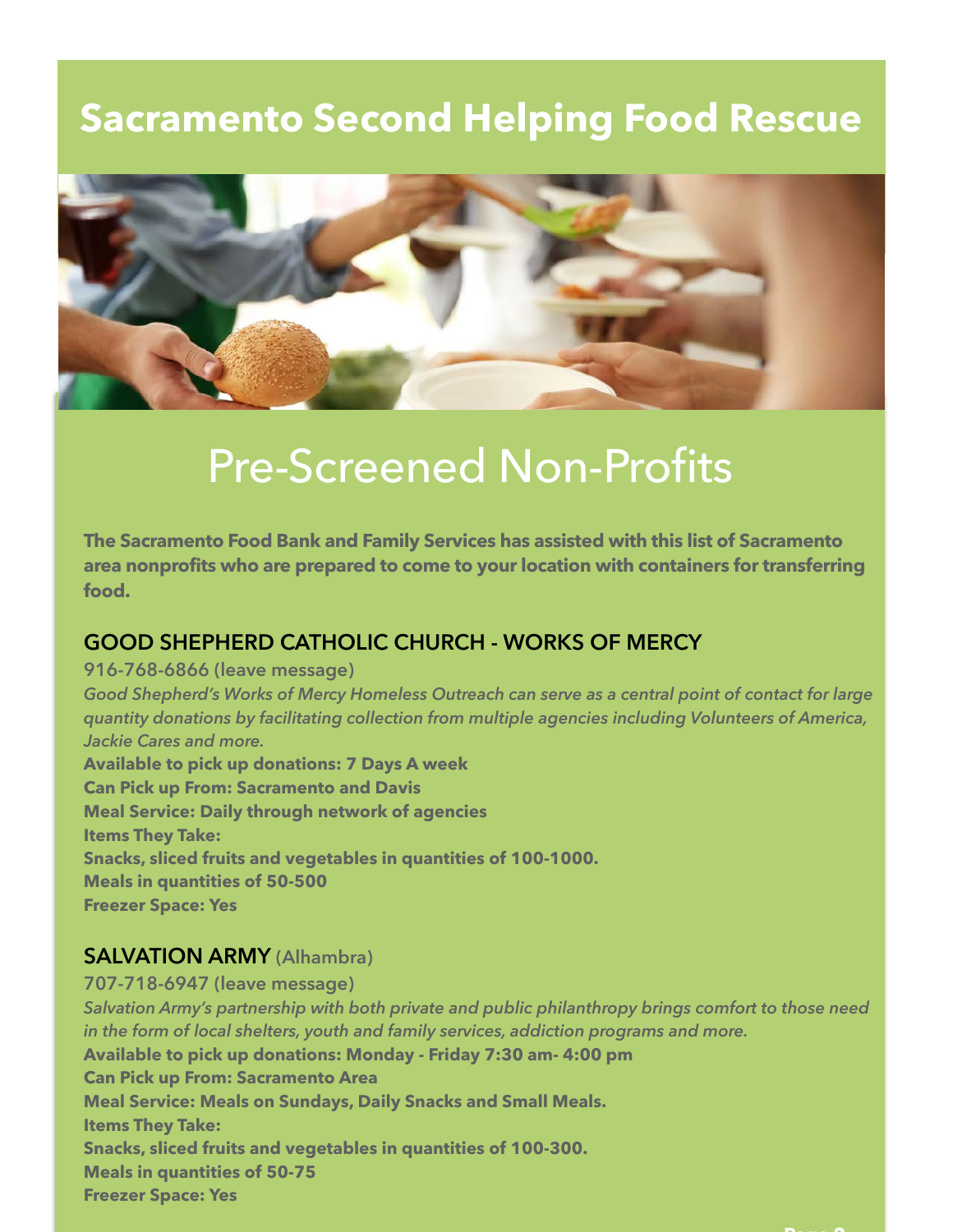# Sacramento Second Helping Food Rescue

## Pre-Screened Non-Profits

**The Sacramento Food Bank and Family Services has assisted with this list of Sacramento area nonprofits who are prepared to come to your location with containers for transferring food.**

### GOOD SHEPHERD CATHOLIC CHURCH - WORKS OF MERCY

**916-768-6866 (leave message)**

*Good Shepherd's Works of Mercy Homeless Outreach can serve as a central point of contact for large quantity donations by facilitating collection from multiple agencies including Volunteers of America, Jackie Cares and more.*

**Available to pick up donations: 7 Days A week**
**Can Pick up From: Sacramento and Davis**
**Meal Service: Daily through network of agencies**
**Items They Take:**
**Snacks, sliced fruits and vegetables in quantities of 100-1000.**
**Meals in quantities of 50-500**
**Freezer Space: Yes**

### SALVATION ARMY (Alhambra)

**707-718-6947 (leave message)**

*Salvation Army's partnership with both private and public philanthropy brings comfort to those need in the form of local shelters, youth and family services, addiction programs and more.*

**Available to pick up donations: Monday - Friday 7:30 am- 4:00 pm**
**Can Pick up From: Sacramento Area**
**Meal Service: Meals on Sundays, Daily Snacks and Small Meals.**
**Items They Take:**
**Snacks, sliced fruits and vegetables in quantities of 100-300.**
**Meals in quantities of 50-75**
**Freezer Space: Yes**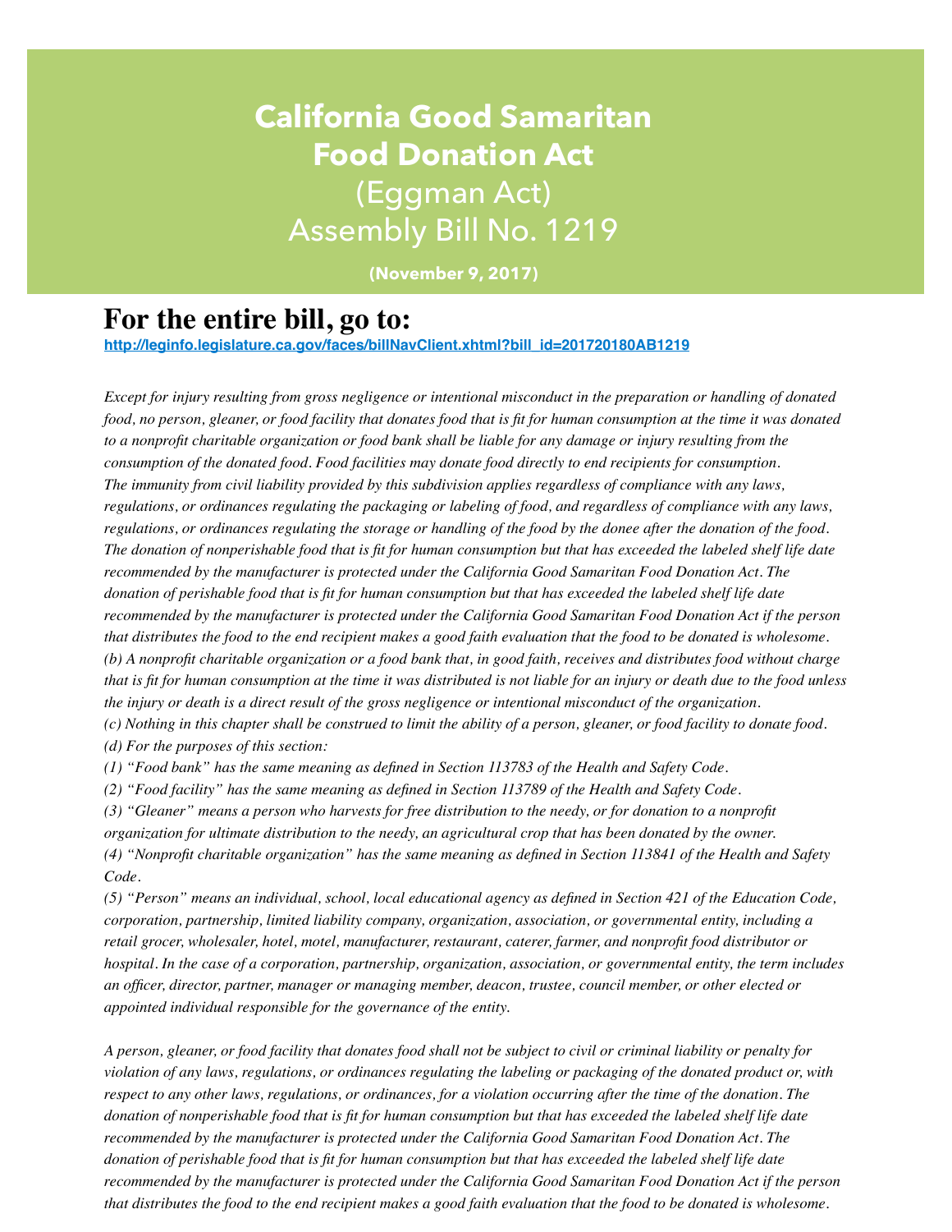# California Good Samaritan Food Donation Act

(Eggman Act)

Assembly Bill No. 1219

**(November 9, 2017)**

## For the entire bill, go to:

http://leginfo.legislature.ca.gov/faces/billNavClient.xhtml?bill_id=201720180AB1219

*Except for injury resulting from gross negligence or intentional misconduct in the preparation or handling of donated food, no person, gleaner, or food facility that donates food that is fit for human consumption at the time it was donated to a nonprofit charitable organization or food bank shall be liable for any damage or injury resulting from the consumption of the donated food. Food facilities may donate food directly to end recipients for consumption. The immunity from civil liability provided by this subdivision applies regardless of compliance with any laws, regulations, or ordinances regulating the packaging or labeling of food, and regardless of compliance with any laws, regulations, or ordinances regulating the storage or handling of the food by the donee after the donation of the food. The donation of nonperishable food that is fit for human consumption but that has exceeded the labeled shelf life date recommended by the manufacturer is protected under the California Good Samaritan Food Donation Act. The donation of perishable food that is fit for human consumption but that has exceeded the labeled shelf life date recommended by the manufacturer is protected under the California Good Samaritan Food Donation Act if the person that distributes the food to the end recipient makes a good faith evaluation that the food to be donated is wholesome.*

*(b) A nonprofit charitable organization or a food bank that, in good faith, receives and distributes food without charge that is fit for human consumption at the time it was distributed is not liable for an injury or death due to the food unless the injury or death is a direct result of the gross negligence or intentional misconduct of the organization.*

*(c) Nothing in this chapter shall be construed to limit the ability of a person, gleaner, or food facility to donate food.*

*(d) For the purposes of this section:*

*(1) "Food bank" has the same meaning as defined in Section 113783 of the Health and Safety Code.*

*(2) "Food facility" has the same meaning as defined in Section 113789 of the Health and Safety Code.*

*(3) "Gleaner" means a person who harvests for free distribution to the needy, or for donation to a nonprofit organization for ultimate distribution to the needy, an agricultural crop that has been donated by the owner.*

*(4) "Nonprofit charitable organization" has the same meaning as defined in Section 113841 of the Health and Safety Code.*

*(5) "Person" means an individual, school, local educational agency as defined in Section 421 of the Education Code, corporation, partnership, limited liability company, organization, association, or governmental entity, including a retail grocer, wholesaler, hotel, motel, manufacturer, restaurant, caterer, farmer, and nonprofit food distributor or hospital. In the case of a corporation, partnership, organization, association, or governmental entity, the term includes an officer, director, partner, manager or managing member, deacon, trustee, council member, or other elected or appointed individual responsible for the governance of the entity.*

*A person, gleaner, or food facility that donates food shall not be subject to civil or criminal liability or penalty for violation of any laws, regulations, or ordinances regulating the labeling or packaging of the donated product or, with respect to any other laws, regulations, or ordinances, for a violation occurring after the time of the donation. The donation of nonperishable food that is fit for human consumption but that has exceeded the labeled shelf life date recommended by the manufacturer is protected under the California Good Samaritan Food Donation Act. The donation of perishable food that is fit for human consumption but that has exceeded the labeled shelf life date recommended by the manufacturer is protected under the California Good Samaritan Food Donation Act if the person that distributes the food to the end recipient makes a good faith evaluation that the food to be donated is wholesome.*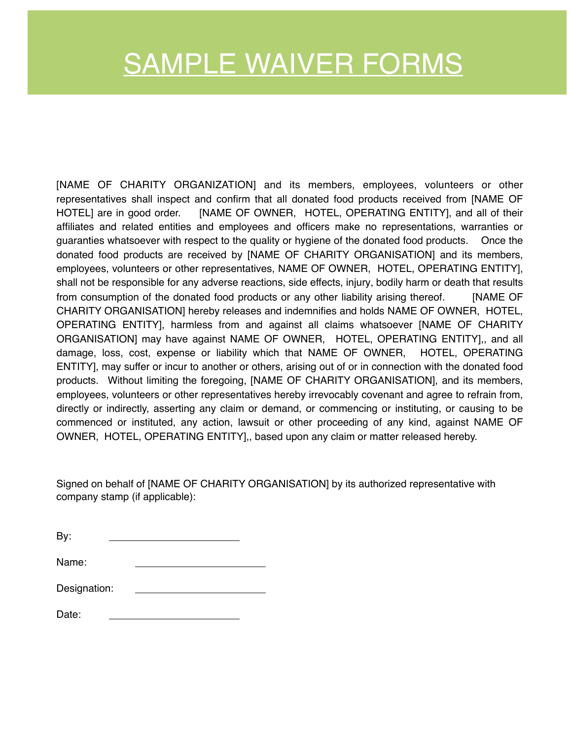# SAMPLE WAIVER FORMS

[NAME OF CHARITY ORGANIZATION] and its members, employees, volunteers or other representatives shall inspect and confirm that all donated food products received from [NAME OF HOTEL] are in good order. [NAME OF OWNER, HOTEL, OPERATING ENTITY], and all of their affiliates and related entities and employees and officers make no representations, warranties or guaranties whatsoever with respect to the quality or hygiene of the donated food products. Once the donated food products are received by [NAME OF CHARITY ORGANISATION] and its members, employees, volunteers or other representatives, NAME OF OWNER, HOTEL, OPERATING ENTITY], shall not be responsible for any adverse reactions, side effects, injury, bodily harm or death that results from consumption of the donated food products or any other liability arising thereof. [NAME OF CHARITY ORGANISATION] hereby releases and indemnifies and holds NAME OF OWNER, HOTEL, OPERATING ENTITY], harmless from and against all claims whatsoever [NAME OF CHARITY ORGANISATION] may have against NAME OF OWNER, HOTEL, OPERATING ENTITY],, and all damage, loss, cost, expense or liability which that NAME OF OWNER, HOTEL, OPERATING ENTITY], may suffer or incur to another or others, arising out of or in connection with the donated food products. Without limiting the foregoing, [NAME OF CHARITY ORGANISATION], and its members, employees, volunteers or other representatives hereby irrevocably covenant and agree to refrain from, directly or indirectly, asserting any claim or demand, or commencing or instituting, or causing to be commenced or instituted, any action, lawsuit or other proceeding of any kind, against NAME OF OWNER, HOTEL, OPERATING ENTITY],, based upon any claim or matter released hereby.

Signed on behalf of [NAME OF CHARITY ORGANISATION] by its authorized representative with company stamp (if applicable):

By: ______________________

Name: ______________________

Designation: ______________________

Date: ______________________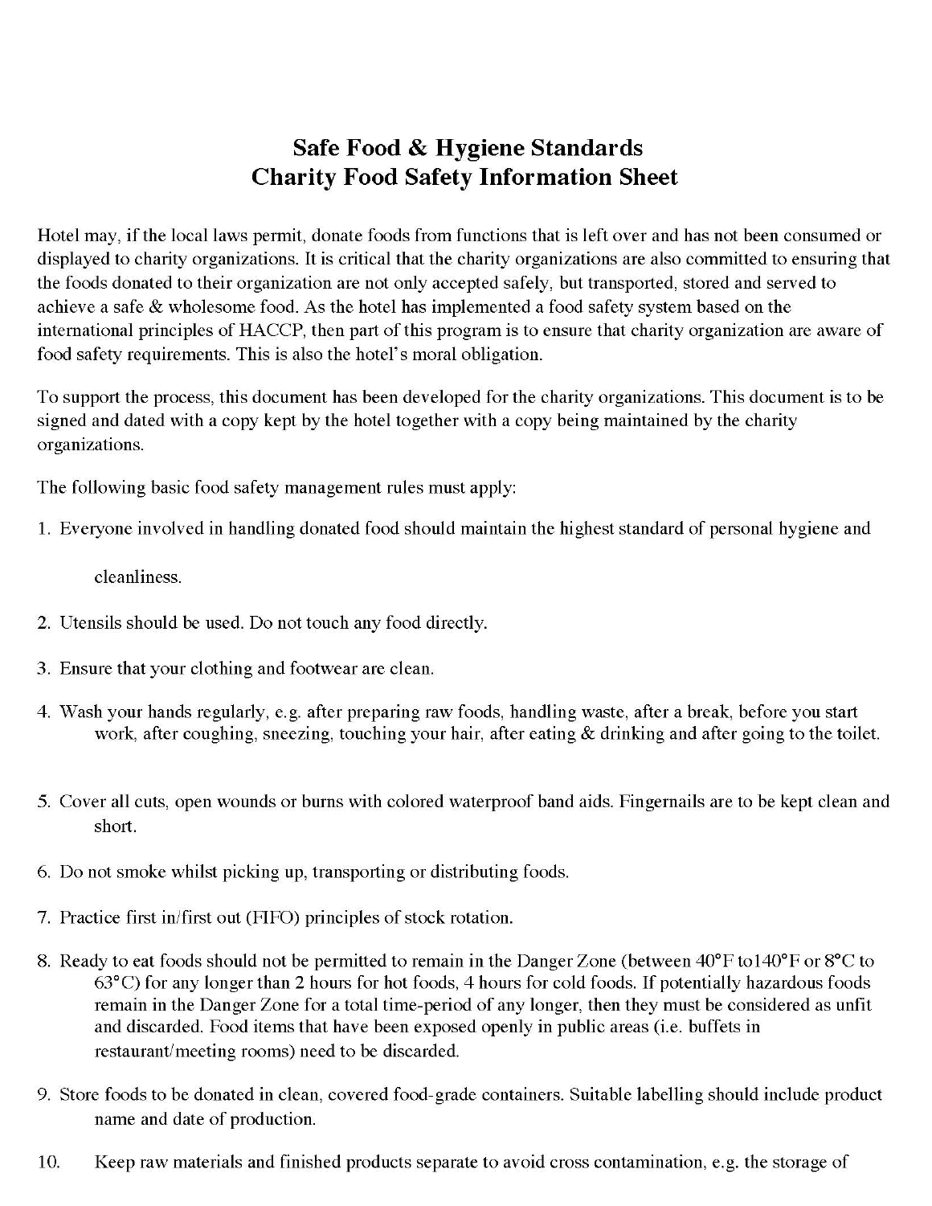# Safe Food & Hygiene Standards
# Charity Food Safety Information Sheet

Hotel may, if the local laws permit, donate foods from functions that is left over and has not been consumed or displayed to charity organizations. It is critical that the charity organizations are also committed to ensuring that the foods donated to their organization are not only accepted safely, but transported, stored and served to achieve a safe & wholesome food. As the hotel has implemented a food safety system based on the international principles of HACCP, then part of this program is to ensure that charity organization are aware of food safety requirements. This is also the hotel's moral obligation.

To support the process, this document has been developed for the charity organizations. This document is to be signed and dated with a copy kept by the hotel together with a copy being maintained by the charity organizations.

The following basic food safety management rules must apply:

1. Everyone involved in handling donated food should maintain the highest standard of personal hygiene and cleanliness.
2. Utensils should be used. Do not touch any food directly.
3. Ensure that your clothing and footwear are clean.
4. Wash your hands regularly, e.g. after preparing raw foods, handling waste, after a break, before you start work, after coughing, sneezing, touching your hair, after eating & drinking and after going to the toilet.
5. Cover all cuts, open wounds or burns with colored waterproof band aids. Fingernails are to be kept clean and short.
6. Do not smoke whilst picking up, transporting or distributing foods.
7. Practice first in/first out (FIFO) principles of stock rotation.
8. Ready to eat foods should not be permitted to remain in the Danger Zone (between 40°F to140°F or 8°C to 63°C) for any longer than 2 hours for hot foods, 4 hours for cold foods. If potentially hazardous foods remain in the Danger Zone for a total time-period of any longer, then they must be considered as unfit and discarded. Food items that have been exposed openly in public areas (i.e. buffets in restaurant/meeting rooms) need to be discarded.
9. Store foods to be donated in clean, covered food-grade containers. Suitable labelling should include product name and date of production.
10. Keep raw materials and finished products separate to avoid cross contamination, e.g. the storage of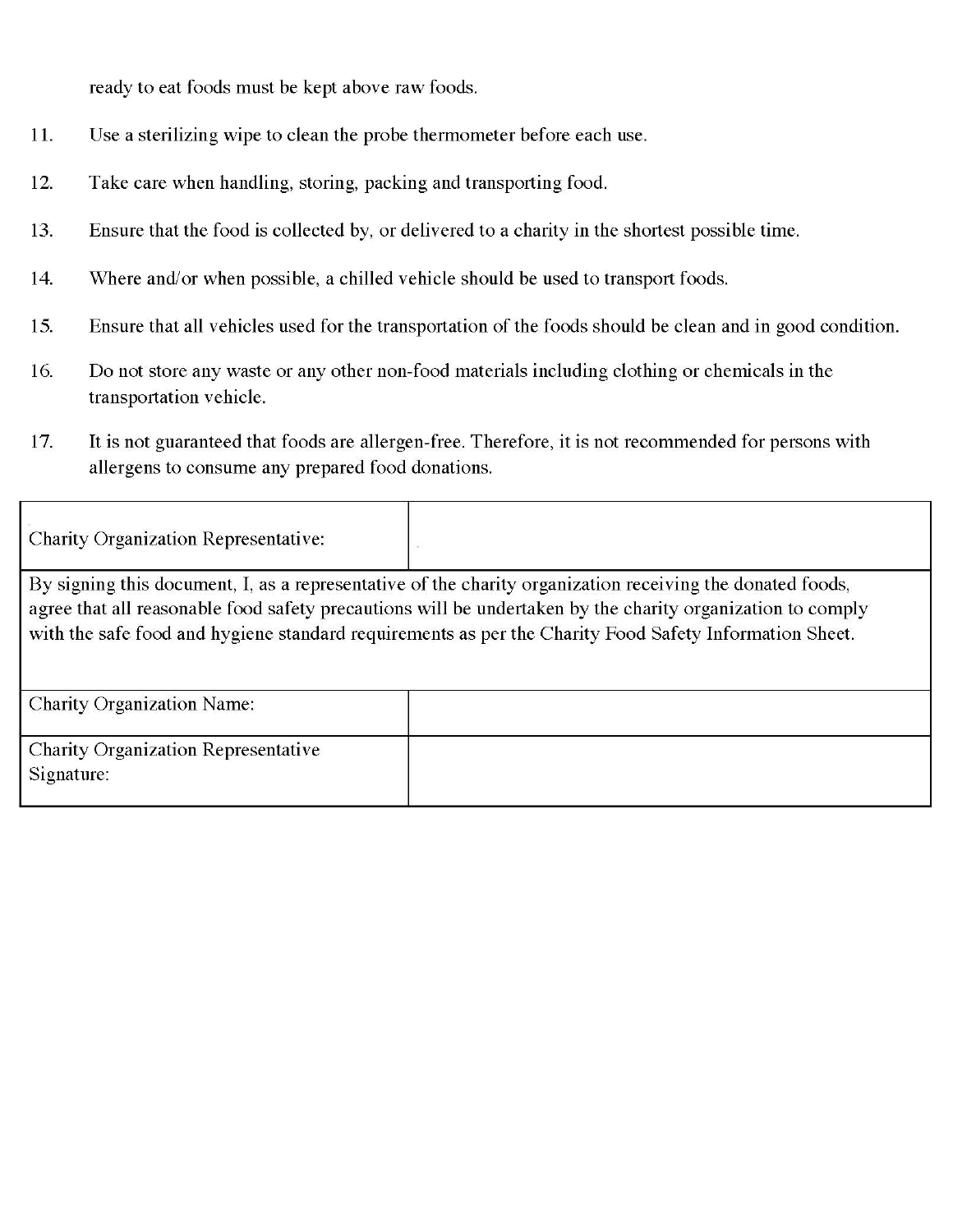ready to eat foods must be kept above raw foods.

11. Use a sterilizing wipe to clean the probe thermometer before each use.

12. Take care when handling, storing, packing and transporting food.

13. Ensure that the food is collected by, or delivered to a charity in the shortest possible time.

14. Where and/or when possible, a chilled vehicle should be used to transport foods.

15. Ensure that all vehicles used for the transportation of the foods should be clean and in good condition.

16. Do not store any waste or any other non-food materials including clothing or chemicals in the transportation vehicle.

17. It is not guaranteed that foods are allergen-free. Therefore, it is not recommended for persons with allergens to consume any prepared food donations.

| Charity Organization Representative: | |
|---|---|
| By signing this document, I, as a representative of the charity organization receiving the donated foods, agree that all reasonable food safety precautions will be undertaken by the charity organization to comply with the safe food and hygiene standard requirements as per the Charity Food Safety Information Sheet. | |
| Charity Organization Name: | |
| Charity Organization Representative Signature: | |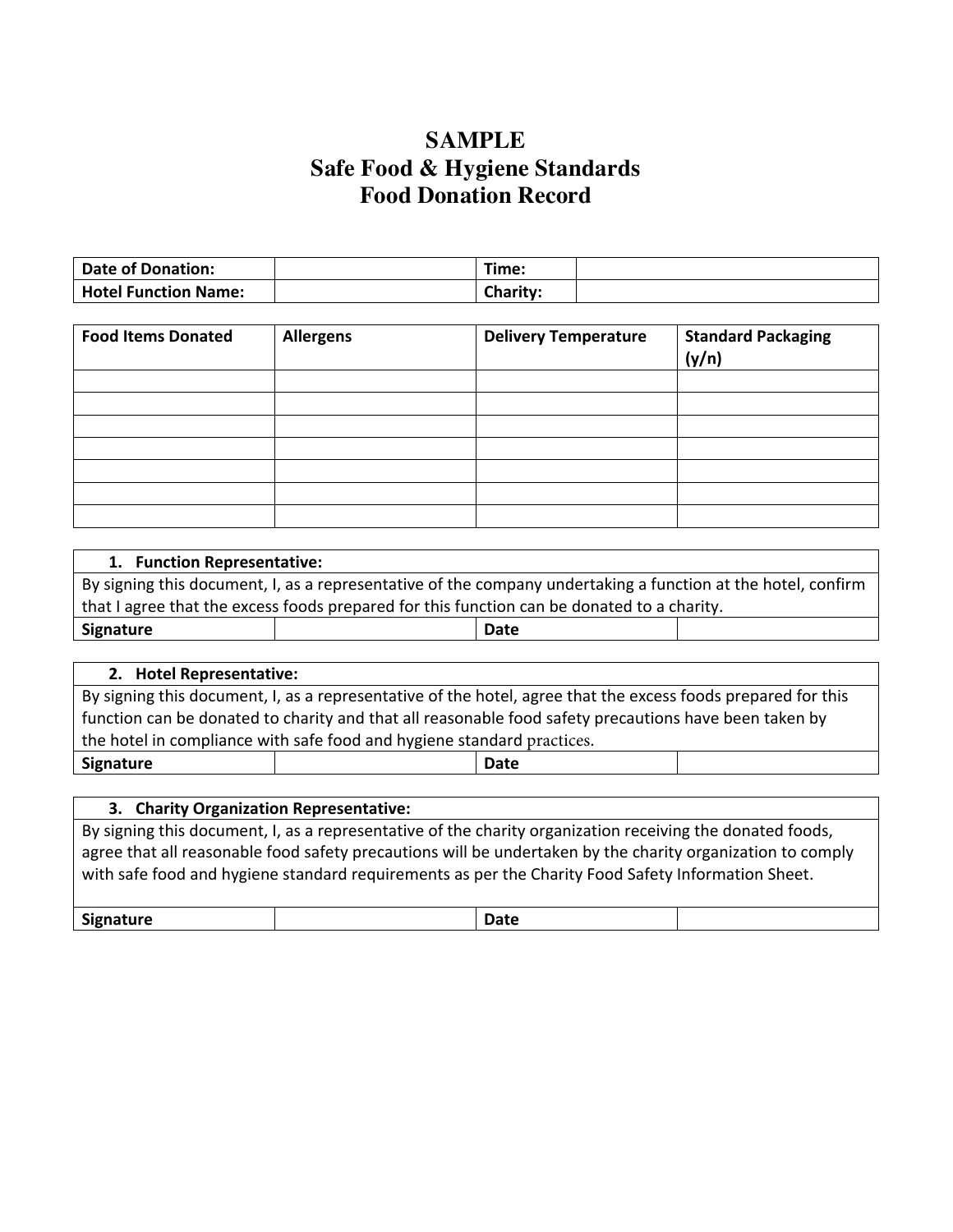# SAMPLE
# Safe Food & Hygiene Standards
# Food Donation Record

| | | | |
|---|---|---|---|
| **Date of Donation:** | | **Time:** | |
| **Hotel Function Name:** | | **Charity:** | |

| **Food Items Donated** | **Allergens** | **Delivery Temperature** | **Standard Packaging (y/n)** |
|---|---|---|---|
| | | | |
| | | | |
| | | | |
| | | | |
| | | | |
| | | | |
| | | | |

**1. Function Representative:**

By signing this document, I, as a representative of the company undertaking a function at the hotel, confirm that I agree that the excess foods prepared for this function can be donated to a charity.

| | | | |
|---|---|---|---|
| **Signature** | | **Date** | |

**2. Hotel Representative:**

By signing this document, I, as a representative of the hotel, agree that the excess foods prepared for this function can be donated to charity and that all reasonable food safety precautions have been taken by the hotel in compliance with safe food and hygiene standard practices.

| | | | |
|---|---|---|---|
| **Signature** | | **Date** | |

**3. Charity Organization Representative:**

By signing this document, I, as a representative of the charity organization receiving the donated foods, agree that all reasonable food safety precautions will be undertaken by the charity organization to comply with safe food and hygiene standard requirements as per the Charity Food Safety Information Sheet.

| | | | |
|---|---|---|---|
| **Signature** | | **Date** | |